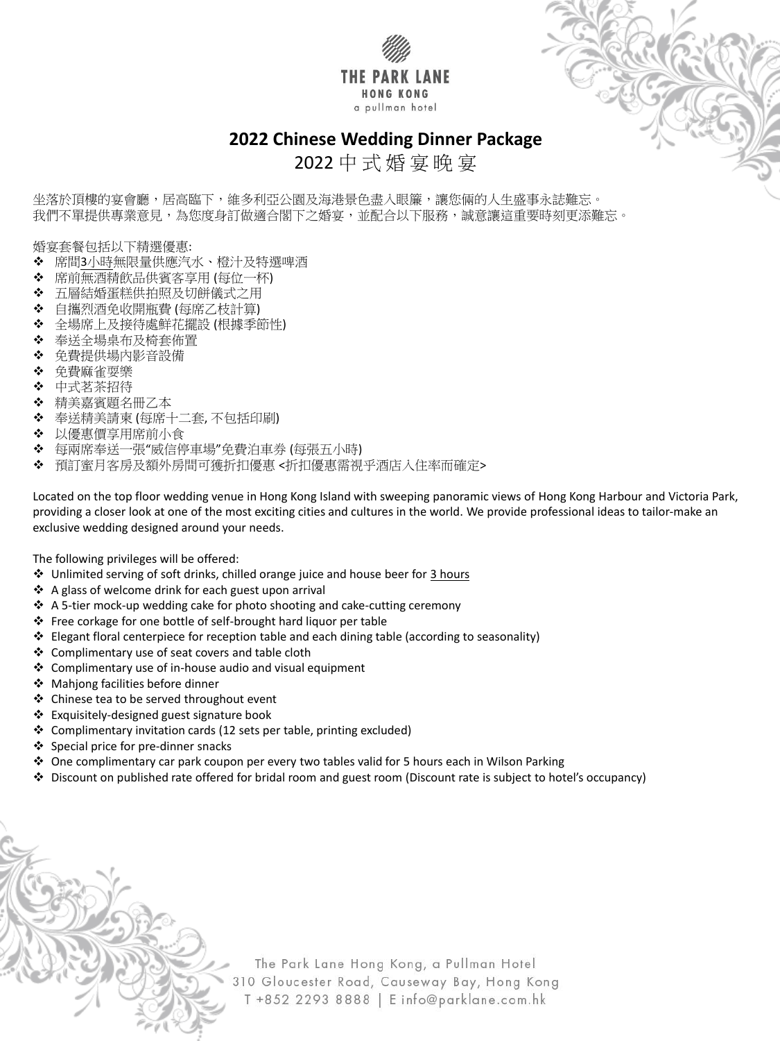THE PARK LANE
HONG KONG
a pullman hotel

# 2022 Chinese Wedding Dinner Package

## 2022 中式婚宴晚宴

坐落於頂樓的宴會廳，居高臨下，維多利亞公園及海港景色盡入眼簾，讓您倆的人生盛事永誌難忘。
我們不單提供專業意見，為您度身訂做適合閣下之婚宴，並配合以下服務，誠意讓這重要時刻更添難忘。

婚宴套餐包括以下精選優惠:

- 席間3小時無限量供應汽水、橙汁及特選啤酒
- 席前無酒精飲品供賓客享用 (每位一杯)
- 五層結婚蛋糕供拍照及切餅儀式之用
- 自攜烈酒免收開瓶費 (每席乙枝計算)
- 全場席上及接待處鮮花擺設 (根據季節性)
- 奉送全場桌布及椅套佈置
- 免費提供場內影音設備
- 免費麻雀耍樂
- 中式茗茶招待
- 精美嘉賓題名冊乙本
- 奉送精美請柬 (每席十二套, 不包括印刷)
- 以優惠價享用席前小食
- 每兩席奉送一張"威信停車場"免費泊車券 (每張五小時)
- 預訂蜜月客房及額外房間可獲折扣優惠 <折扣優惠需視乎酒店入住率而確定>

Located on the top floor wedding venue in Hong Kong Island with sweeping panoramic views of Hong Kong Harbour and Victoria Park, providing a closer look at one of the most exciting cities and cultures in the world. We provide professional ideas to tailor-make an exclusive wedding designed around your needs.

The following privileges will be offered:

- Unlimited serving of soft drinks, chilled orange juice and house beer for 3 hours
- A glass of welcome drink for each guest upon arrival
- A 5-tier mock-up wedding cake for photo shooting and cake-cutting ceremony
- Free corkage for one bottle of self-brought hard liquor per table
- Elegant floral centerpiece for reception table and each dining table (according to seasonality)
- Complimentary use of seat covers and table cloth
- Complimentary use of in-house audio and visual equipment
- Mahjong facilities before dinner
- Chinese tea to be served throughout event
- Exquisitely-designed guest signature book
- Complimentary invitation cards (12 sets per table, printing excluded)
- Special price for pre-dinner snacks
- One complimentary car park coupon per every two tables valid for 5 hours each in Wilson Parking
- Discount on published rate offered for bridal room and guest room (Discount rate is subject to hotel's occupancy)

The Park Lane Hong Kong, a Pullman Hotel
310 Gloucester Road, Causeway Bay, Hong Kong
T +852 2293 8888 | E info@parklane.com.hk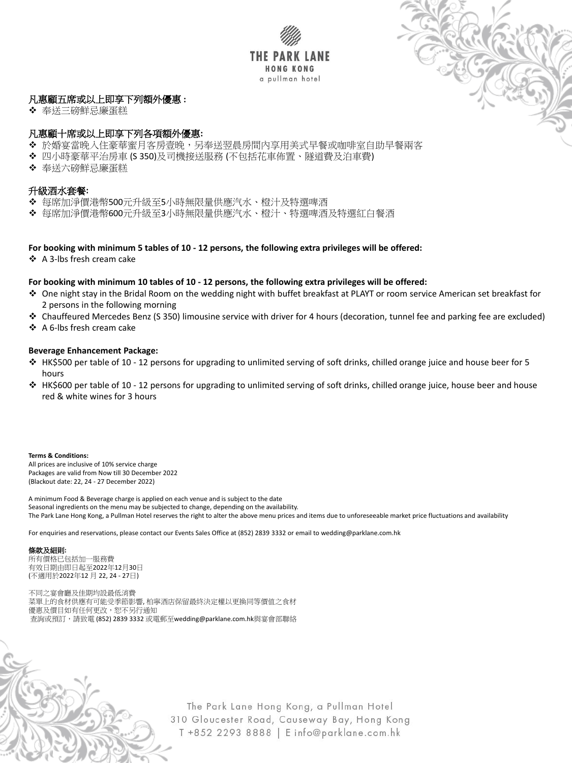**凡惠顧五席或以上即享下列額外優惠：**

- 奉送三磅鮮忌廉蛋糕

**凡惠顧十席或以上即享下列各項額外優惠:**

- 於婚宴當晚入住豪華蜜月客房壹晚，另奉送翌晨房間內享用美式早餐或咖啡室自助早餐兩客
- 四小時豪華平治房車 (S 350)及司機接送服務 (不包括花車佈置、隧道費及泊車費)
- 奉送六磅鮮忌廉蛋糕

**升級酒水套餐:**

- 每席加淨價港幣500元升級至5小時無限量供應汽水、橙汁及特選啤酒
- 每席加淨價港幣600元升級至3小時無限量供應汽水、橙汁、特選啤酒及特選紅白餐酒

**For booking with minimum 5 tables of 10 - 12 persons, the following extra privileges will be offered:**

- A 3-lbs fresh cream cake

**For booking with minimum 10 tables of 10 - 12 persons, the following extra privileges will be offered:**

- One night stay in the Bridal Room on the wedding night with buffet breakfast at PLAYT or room service American set breakfast for 2 persons in the following morning
- Chauffeured Mercedes Benz (S 350) limousine service with driver for 4 hours (decoration, tunnel fee and parking fee are excluded)
- A 6-lbs fresh cream cake

**Beverage Enhancement Package:**

- HK$500 per table of 10 - 12 persons for upgrading to unlimited serving of soft drinks, chilled orange juice and house beer for 5 hours
- HK$600 per table of 10 - 12 persons for upgrading to unlimited serving of soft drinks, chilled orange juice, house beer and house red & white wines for 3 hours

**Terms & Conditions:**

All prices are inclusive of 10% service charge
Packages are valid from Now till 30 December 2022
(Blackout date: 22, 24 - 27 December 2022)

A minimum Food & Beverage charge is applied on each venue and is subject to the date
Seasonal ingredients on the menu may be subjected to change, depending on the availability.
The Park Lane Hong Kong, a Pullman Hotel reserves the right to alter the above menu prices and items due to unforeseeable market price fluctuations and availability

For enquiries and reservations, please contact our Events Sales Office at (852) 2839 3332 or email to wedding@parklane.com.hk

**條款及細則:**

所有價格已包括加一服務費
有效日期由即日起至2022年12月30日
(不適用於2022年12 月 22, 24 - 27日)

不同之宴會廳及佳期均設最低消費
菜單上的食材供應有可能受季節影響, 柏寧酒店保留最終決定權以更換同等價值之食材
優惠及價目如有任何更改，恕不另行通知
查詢或預訂，請致電 (852) 2839 3332 或電郵至wedding@parklane.com.hk與宴會部聯絡

The Park Lane Hong Kong, a Pullman Hotel
310 Gloucester Road, Causeway Bay, Hong Kong
T +852 2293 8888 | E info@parklane.com.hk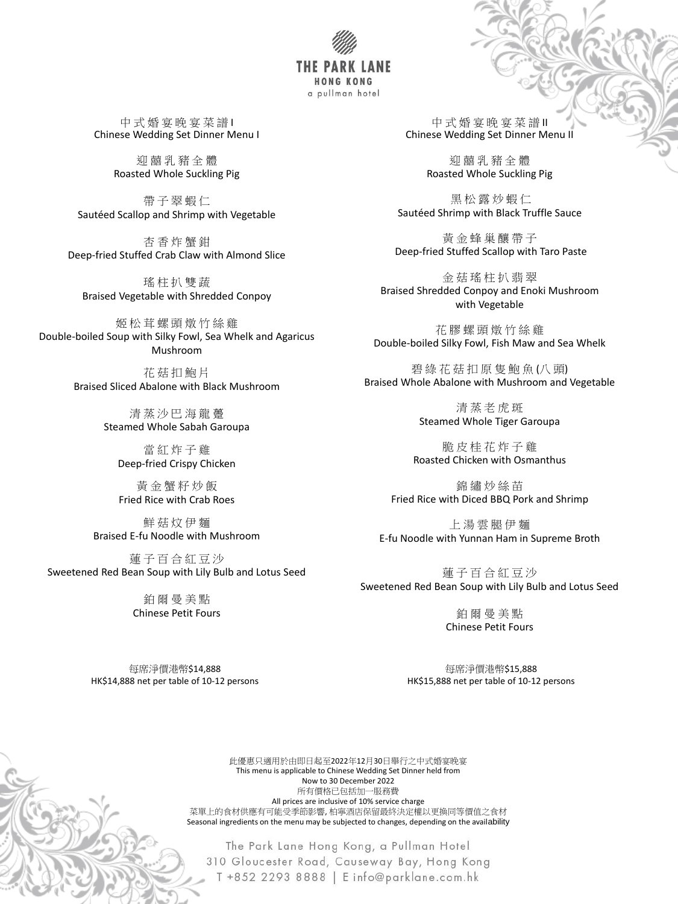THE PARK LANE
HONG KONG
a pullman hotel

## 中式婚宴晚宴菜譜I
## Chinese Wedding Set Dinner Menu I

迎囍乳豬全體
Roasted Whole Suckling Pig

帶子翠蝦仁
Sautéed Scallop and Shrimp with Vegetable

杏香炸蟹鉗
Deep-fried Stuffed Crab Claw with Almond Slice

瑤柱扒雙蔬
Braised Vegetable with Shredded Conpoy

姬松茸螺頭燉竹絲雞
Double-boiled Soup with Silky Fowl, Sea Whelk and Agaricus Mushroom

花菇扣鮑片
Braised Sliced Abalone with Black Mushroom

清蒸沙巴海龍躉
Steamed Whole Sabah Garoupa

當紅炸子雞
Deep-fried Crispy Chicken

黃金蟹籽炒飯
Fried Rice with Crab Roes

鮮菇炆伊麵
Braised E-fu Noodle with Mushroom

蓮子百合紅豆沙
Sweetened Red Bean Soup with Lily Bulb and Lotus Seed

鉑爾曼美點
Chinese Petit Fours

每席淨價港幣$14,888
HK$14,888 net per table of 10-12 persons

## 中式婚宴晚宴菜譜II
## Chinese Wedding Set Dinner Menu II

迎囍乳豬全體
Roasted Whole Suckling Pig

黑松露炒蝦仁
Sautéed Shrimp with Black Truffle Sauce

黃金蜂巢釀帶子
Deep-fried Stuffed Scallop with Taro Paste

金菇瑤柱扒翡翠
Braised Shredded Conpoy and Enoki Mushroom with Vegetable

花膠螺頭燉竹絲雞
Double-boiled Silky Fowl, Fish Maw and Sea Whelk

碧綠花菇扣原隻鮑魚(八頭)
Braised Whole Abalone with Mushroom and Vegetable

清蒸老虎斑
Steamed Whole Tiger Garoupa

脆皮桂花炸子雞
Roasted Chicken with Osmanthus

錦繡炒絲苗
Fried Rice with Diced BBQ Pork and Shrimp

上湯雲腿伊麵
E-fu Noodle with Yunnan Ham in Supreme Broth

蓮子百合紅豆沙
Sweetened Red Bean Soup with Lily Bulb and Lotus Seed

鉑爾曼美點
Chinese Petit Fours

每席淨價港幣$15,888
HK$15,888 net per table of 10-12 persons

此優惠只適用於由即日起至2022年12月30日舉行之中式婚宴晚宴
This menu is applicable to Chinese Wedding Set Dinner held from Now to 30 December 2022
所有價格已包括加一服務費
All prices are inclusive of 10% service charge
菜單上的食材供應有可能受季節影響, 柏寧酒店保留最終決定權以更換同等價值之食材
Seasonal ingredients on the menu may be subjected to changes, depending on the availability

The Park Lane Hong Kong, a Pullman Hotel
310 Gloucester Road, Causeway Bay, Hong Kong
T +852 2293 8888 | E info@parklane.com.hk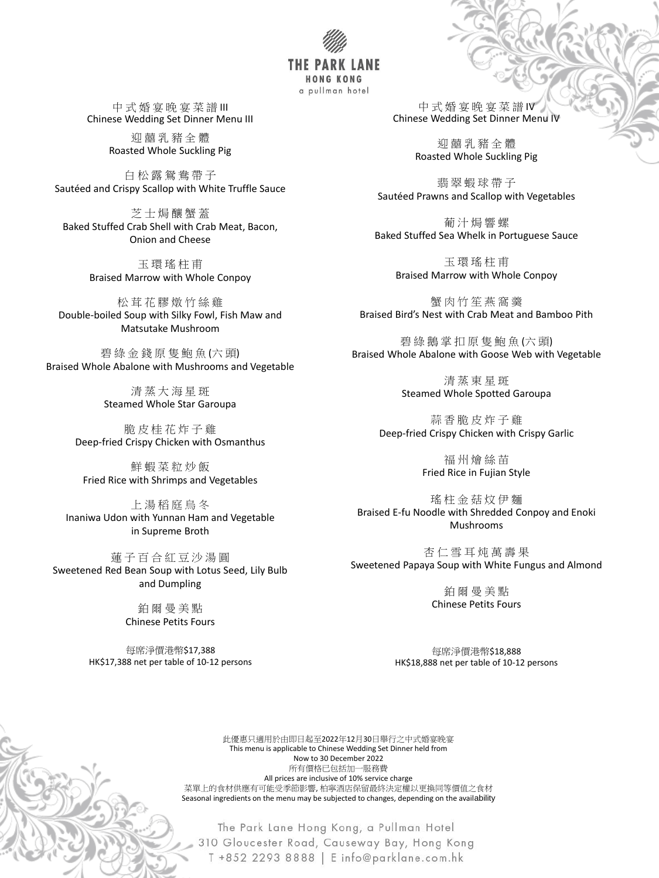THE PARK LANE
HONG KONG
a pullman hotel

## 中式婚宴晚宴菜譜 III
## Chinese Wedding Set Dinner Menu III

迎囍乳豬全體
Roasted Whole Suckling Pig

白松露鴛鴦帶子
Sautéed and Crispy Scallop with White Truffle Sauce

芝士焗釀蟹蓋
Baked Stuffed Crab Shell with Crab Meat, Bacon, Onion and Cheese

玉環瑤柱甫
Braised Marrow with Whole Conpoy

松茸花膠燉竹絲雞
Double-boiled Soup with Silky Fowl, Fish Maw and Matsutake Mushroom

碧綠金錢原隻鮑魚(六頭)
Braised Whole Abalone with Mushrooms and Vegetable

清蒸大海星斑
Steamed Whole Star Garoupa

脆皮桂花炸子雞
Deep-fried Crispy Chicken with Osmanthus

鮮蝦菜粒炒飯
Fried Rice with Shrimps and Vegetables

上湯稻庭烏冬
Inaniwa Udon with Yunnan Ham and Vegetable in Supreme Broth

蓮子百合紅豆沙湯圓
Sweetened Red Bean Soup with Lotus Seed, Lily Bulb and Dumpling

鉑爾曼美點
Chinese Petits Fours

每席淨價港幣$17,388
HK$17,388 net per table of 10-12 persons

## 中式婚宴晚宴菜譜 IV
## Chinese Wedding Set Dinner Menu IV

迎囍乳豬全體
Roasted Whole Suckling Pig

翡翠蝦球帶子
Sautéed Prawns and Scallop with Vegetables

葡汁焗響螺
Baked Stuffed Sea Whelk in Portuguese Sauce

玉環瑤柱甫
Braised Marrow with Whole Conpoy

蟹肉竹笙燕窩羹
Braised Bird's Nest with Crab Meat and Bamboo Pith

碧綠鵝掌扣原隻鮑魚(六頭)
Braised Whole Abalone with Goose Web with Vegetable

清蒸東星斑
Steamed Whole Spotted Garoupa

蒜香脆皮炸子雞
Deep-fried Crispy Chicken with Crispy Garlic

福州燴絲苗
Fried Rice in Fujian Style

瑤柱金菇炆伊麵
Braised E-fu Noodle with Shredded Conpoy and Enoki Mushrooms

杏仁雪耳炖萬壽果
Sweetened Papaya Soup with White Fungus and Almond

鉑爾曼美點
Chinese Petits Fours

每席淨價港幣$18,888
HK$18,888 net per table of 10-12 persons

此優惠只適用於由即日起至2022年12月30日舉行之中式婚宴晚宴
This menu is applicable to Chinese Wedding Set Dinner held from Now to 30 December 2022
所有價格已包括加一服務費
All prices are inclusive of 10% service charge
菜單上的食材供應有可能受季節影響, 柏寧酒店保留最終決定權以更換同等價值之食材
Seasonal ingredients on the menu may be subjected to changes, depending on the availability

The Park Lane Hong Kong, a Pullman Hotel
310 Gloucester Road, Causeway Bay, Hong Kong
T +852 2293 8888 | E info@parklane.com.hk